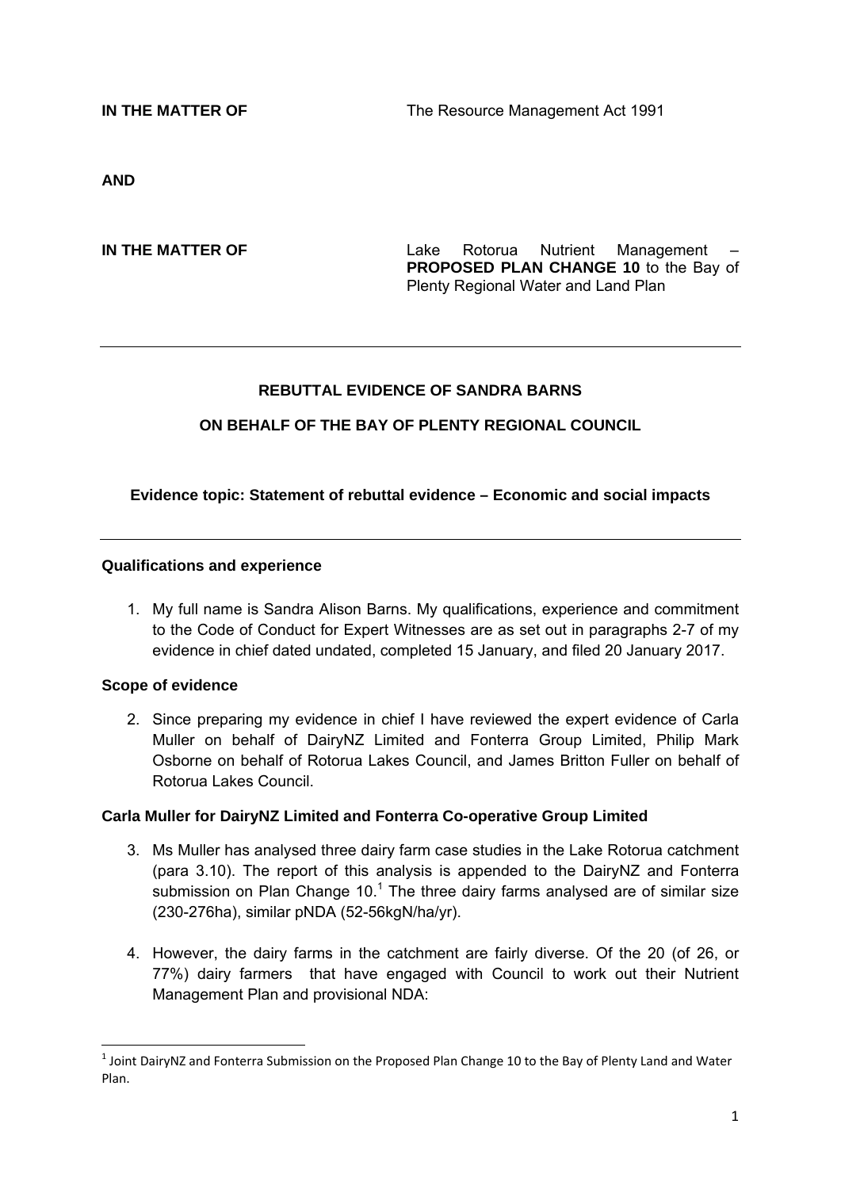**IN THE MATTER OF** The Resource Management Act 1991

**AND**

**IN THE MATTER OF** Lake Rotorua Nutrient Management – **PROPOSED PLAN CHANGE 10** to the Bay of Plenty Regional Water and Land Plan

---

**REBUTTAL EVIDENCE OF SANDRA BARNS**

**ON BEHALF OF THE BAY OF PLENTY REGIONAL COUNCIL**

**Evidence topic: Statement of rebuttal evidence – Economic and social impacts**

---

**Qualifications and experience**

1. My full name is Sandra Alison Barns. My qualifications, experience and commitment to the Code of Conduct for Expert Witnesses are as set out in paragraphs 2-7 of my evidence in chief dated undated, completed 15 January, and filed 20 January 2017.

**Scope of evidence**

2. Since preparing my evidence in chief I have reviewed the expert evidence of Carla Muller on behalf of DairyNZ Limited and Fonterra Group Limited, Philip Mark Osborne on behalf of Rotorua Lakes Council, and James Britton Fuller on behalf of Rotorua Lakes Council.

**Carla Muller for DairyNZ Limited and Fonterra Co-operative Group Limited**

3. Ms Muller has analysed three dairy farm case studies in the Lake Rotorua catchment (para 3.10). The report of this analysis is appended to the DairyNZ and Fonterra submission on Plan Change 10.[1] The three dairy farms analysed are of similar size (230-276ha), similar pNDA (52-56kgN/ha/yr).

4. However, the dairy farms in the catchment are fairly diverse. Of the 20 (of 26, or 77%) dairy farmers that have engaged with Council to work out their Nutrient Management Plan and provisional NDA:

[1] Joint DairyNZ and Fonterra Submission on the Proposed Plan Change 10 to the Bay of Plenty Land and Water Plan.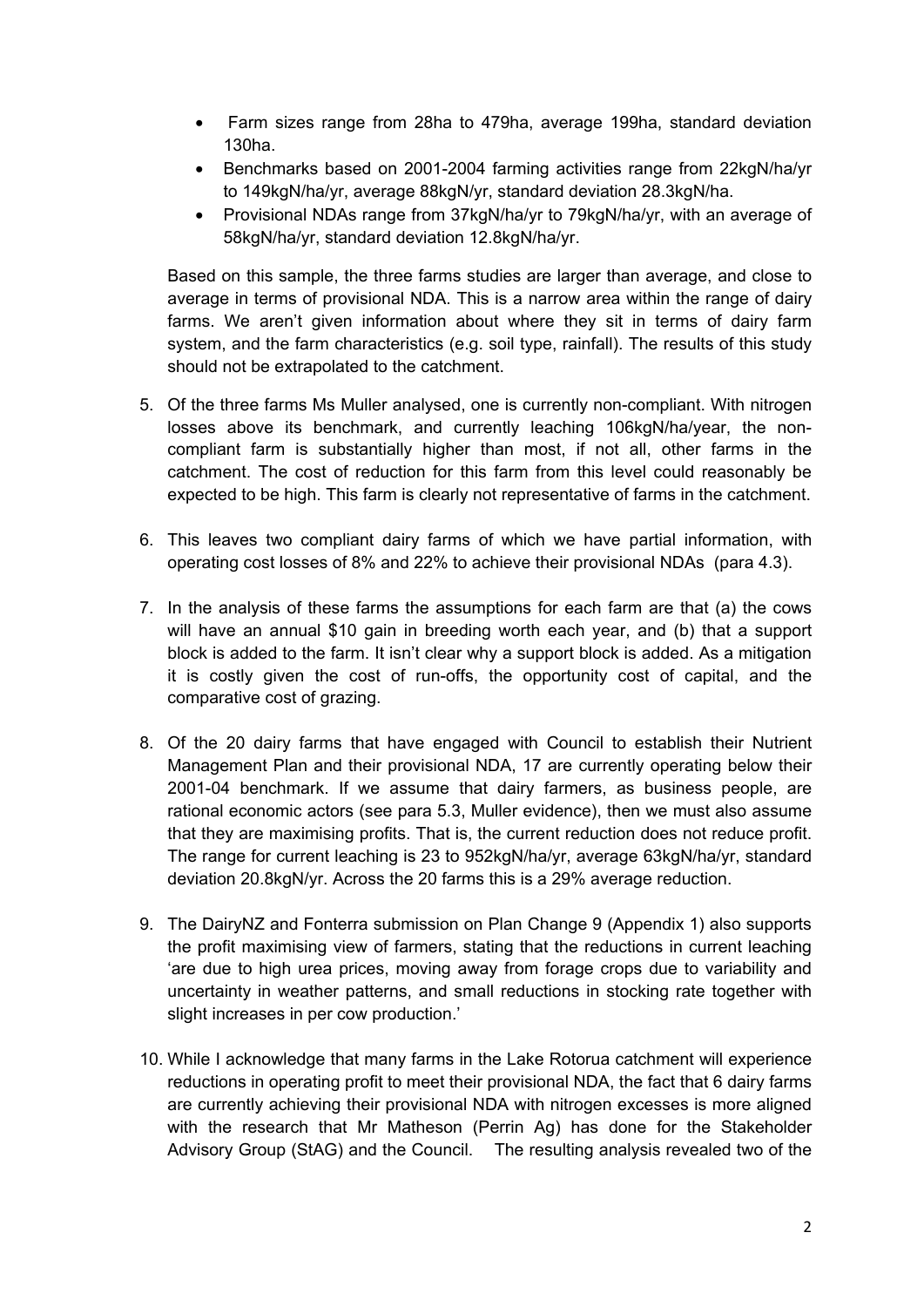- Farm sizes range from 28ha to 479ha, average 199ha, standard deviation 130ha.
- Benchmarks based on 2001-2004 farming activities range from 22kgN/ha/yr to 149kgN/ha/yr, average 88kgN/yr, standard deviation 28.3kgN/ha.
- Provisional NDAs range from 37kgN/ha/yr to 79kgN/ha/yr, with an average of 58kgN/ha/yr, standard deviation 12.8kgN/ha/yr.

Based on this sample, the three farms studies are larger than average, and close to average in terms of provisional NDA. This is a narrow area within the range of dairy farms. We aren't given information about where they sit in terms of dairy farm system, and the farm characteristics (e.g. soil type, rainfall). The results of this study should not be extrapolated to the catchment.

5. Of the three farms Ms Muller analysed, one is currently non-compliant. With nitrogen losses above its benchmark, and currently leaching 106kgN/ha/year, the non-compliant farm is substantially higher than most, if not all, other farms in the catchment. The cost of reduction for this farm from this level could reasonably be expected to be high. This farm is clearly not representative of farms in the catchment.

6. This leaves two compliant dairy farms of which we have partial information, with operating cost losses of 8% and 22% to achieve their provisional NDAs (para 4.3).

7. In the analysis of these farms the assumptions for each farm are that (a) the cows will have an annual $10 gain in breeding worth each year, and (b) that a support block is added to the farm. It isn't clear why a support block is added. As a mitigation it is costly given the cost of run-offs, the opportunity cost of capital, and the comparative cost of grazing.

8. Of the 20 dairy farms that have engaged with Council to establish their Nutrient Management Plan and their provisional NDA, 17 are currently operating below their 2001-04 benchmark. If we assume that dairy farmers, as business people, are rational economic actors (see para 5.3, Muller evidence), then we must also assume that they are maximising profits. That is, the current reduction does not reduce profit. The range for current leaching is 23 to 952kgN/ha/yr, average 63kgN/ha/yr, standard deviation 20.8kgN/yr. Across the 20 farms this is a 29% average reduction.

9. The DairyNZ and Fonterra submission on Plan Change 9 (Appendix 1) also supports the profit maximising view of farmers, stating that the reductions in current leaching 'are due to high urea prices, moving away from forage crops due to variability and uncertainty in weather patterns, and small reductions in stocking rate together with slight increases in per cow production.'

10. While I acknowledge that many farms in the Lake Rotorua catchment will experience reductions in operating profit to meet their provisional NDA, the fact that 6 dairy farms are currently achieving their provisional NDA with nitrogen excesses is more aligned with the research that Mr Matheson (Perrin Ag) has done for the Stakeholder Advisory Group (StAG) and the Council. The resulting analysis revealed two of the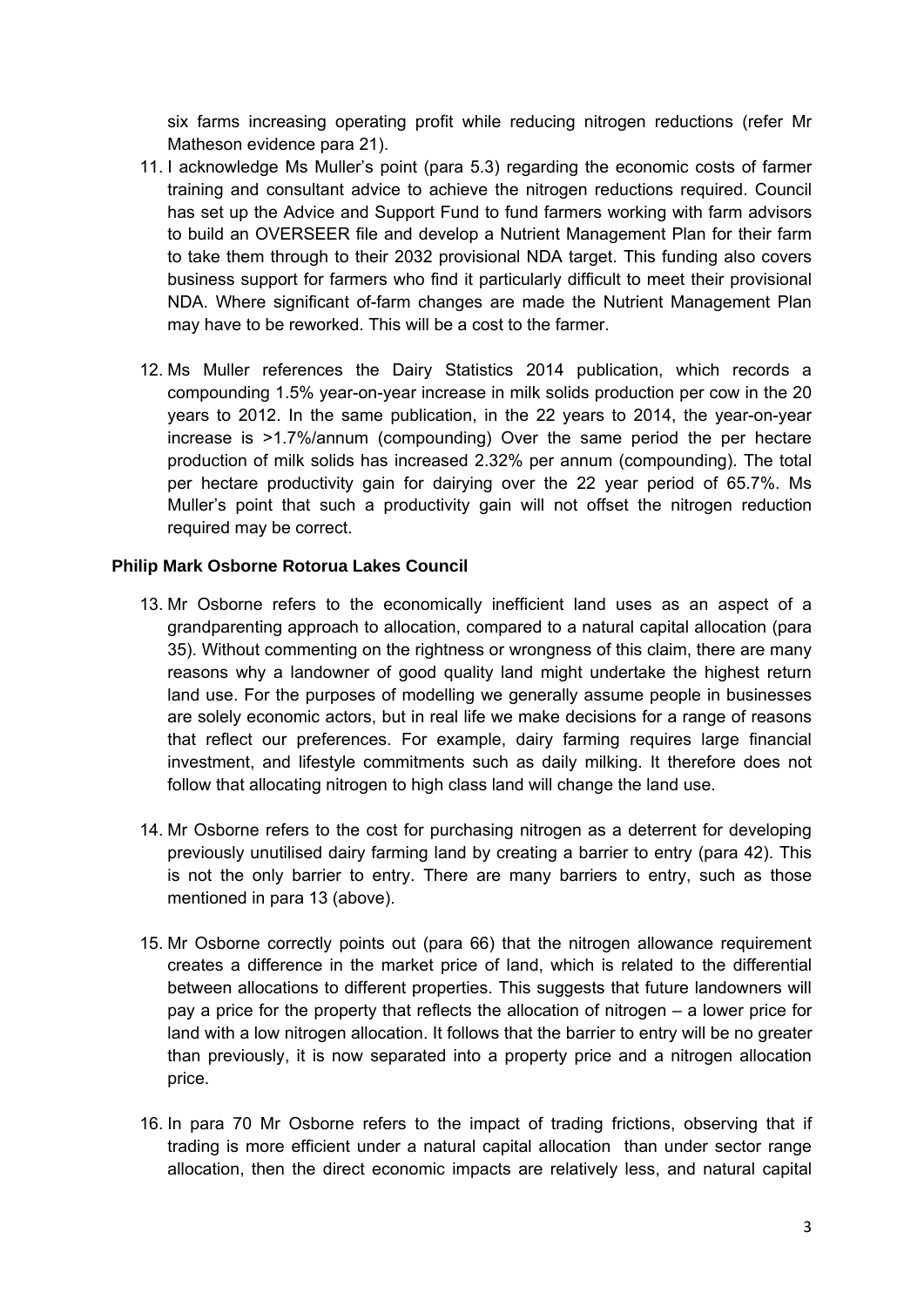six farms increasing operating profit while reducing nitrogen reductions (refer Mr Matheson evidence para 21).

11. I acknowledge Ms Muller's point (para 5.3) regarding the economic costs of farmer training and consultant advice to achieve the nitrogen reductions required. Council has set up the Advice and Support Fund to fund farmers working with farm advisors to build an OVERSEER file and develop a Nutrient Management Plan for their farm to take them through to their 2032 provisional NDA target. This funding also covers business support for farmers who find it particularly difficult to meet their provisional NDA. Where significant of-farm changes are made the Nutrient Management Plan may have to be reworked. This will be a cost to the farmer.

12. Ms Muller references the Dairy Statistics 2014 publication, which records a compounding 1.5% year-on-year increase in milk solids production per cow in the 20 years to 2012. In the same publication, in the 22 years to 2014, the year-on-year increase is >1.7%/annum (compounding) Over the same period the per hectare production of milk solids has increased 2.32% per annum (compounding). The total per hectare productivity gain for dairying over the 22 year period of 65.7%. Ms Muller's point that such a productivity gain will not offset the nitrogen reduction required may be correct.

**Philip Mark Osborne Rotorua Lakes Council**

13. Mr Osborne refers to the economically inefficient land uses as an aspect of a grandparenting approach to allocation, compared to a natural capital allocation (para 35). Without commenting on the rightness or wrongness of this claim, there are many reasons why a landowner of good quality land might undertake the highest return land use. For the purposes of modelling we generally assume people in businesses are solely economic actors, but in real life we make decisions for a range of reasons that reflect our preferences. For example, dairy farming requires large financial investment, and lifestyle commitments such as daily milking. It therefore does not follow that allocating nitrogen to high class land will change the land use.

14. Mr Osborne refers to the cost for purchasing nitrogen as a deterrent for developing previously unutilised dairy farming land by creating a barrier to entry (para 42). This is not the only barrier to entry. There are many barriers to entry, such as those mentioned in para 13 (above).

15. Mr Osborne correctly points out (para 66) that the nitrogen allowance requirement creates a difference in the market price of land, which is related to the differential between allocations to different properties. This suggests that future landowners will pay a price for the property that reflects the allocation of nitrogen – a lower price for land with a low nitrogen allocation. It follows that the barrier to entry will be no greater than previously, it is now separated into a property price and a nitrogen allocation price.

16. In para 70 Mr Osborne refers to the impact of trading frictions, observing that if trading is more efficient under a natural capital allocation than under sector range allocation, then the direct economic impacts are relatively less, and natural capital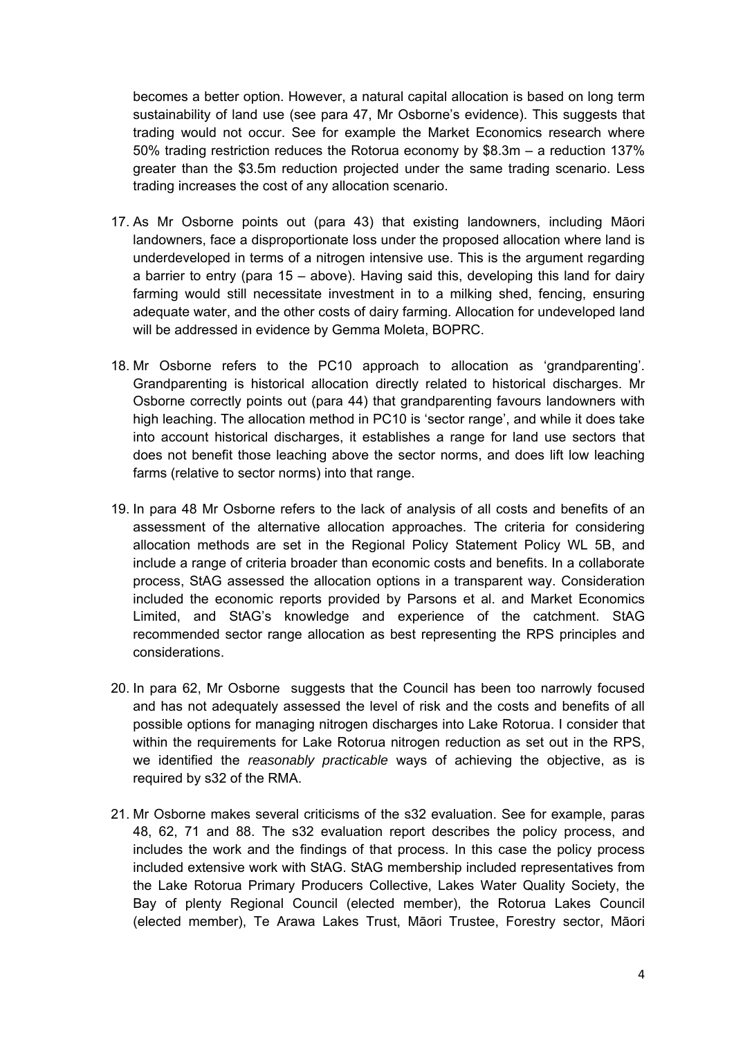becomes a better option. However, a natural capital allocation is based on long term sustainability of land use (see para 47, Mr Osborne's evidence). This suggests that trading would not occur. See for example the Market Economics research where 50% trading restriction reduces the Rotorua economy by $8.3m – a reduction 137% greater than the $3.5m reduction projected under the same trading scenario. Less trading increases the cost of any allocation scenario.

17. As Mr Osborne points out (para 43) that existing landowners, including Māori landowners, face a disproportionate loss under the proposed allocation where land is underdeveloped in terms of a nitrogen intensive use. This is the argument regarding a barrier to entry (para 15 – above). Having said this, developing this land for dairy farming would still necessitate investment in to a milking shed, fencing, ensuring adequate water, and the other costs of dairy farming. Allocation for undeveloped land will be addressed in evidence by Gemma Moleta, BOPRC.

18. Mr Osborne refers to the PC10 approach to allocation as 'grandparenting'. Grandparenting is historical allocation directly related to historical discharges. Mr Osborne correctly points out (para 44) that grandparenting favours landowners with high leaching. The allocation method in PC10 is 'sector range', and while it does take into account historical discharges, it establishes a range for land use sectors that does not benefit those leaching above the sector norms, and does lift low leaching farms (relative to sector norms) into that range.

19. In para 48 Mr Osborne refers to the lack of analysis of all costs and benefits of an assessment of the alternative allocation approaches. The criteria for considering allocation methods are set in the Regional Policy Statement Policy WL 5B, and include a range of criteria broader than economic costs and benefits. In a collaborate process, StAG assessed the allocation options in a transparent way. Consideration included the economic reports provided by Parsons et al. and Market Economics Limited, and StAG's knowledge and experience of the catchment. StAG recommended sector range allocation as best representing the RPS principles and considerations.

20. In para 62, Mr Osborne suggests that the Council has been too narrowly focused and has not adequately assessed the level of risk and the costs and benefits of all possible options for managing nitrogen discharges into Lake Rotorua. I consider that within the requirements for Lake Rotorua nitrogen reduction as set out in the RPS, we identified the *reasonably practicable* ways of achieving the objective, as is required by s32 of the RMA.

21. Mr Osborne makes several criticisms of the s32 evaluation. See for example, paras 48, 62, 71 and 88. The s32 evaluation report describes the policy process, and includes the work and the findings of that process. In this case the policy process included extensive work with StAG. StAG membership included representatives from the Lake Rotorua Primary Producers Collective, Lakes Water Quality Society, the Bay of plenty Regional Council (elected member), the Rotorua Lakes Council (elected member), Te Arawa Lakes Trust, Māori Trustee, Forestry sector, Māori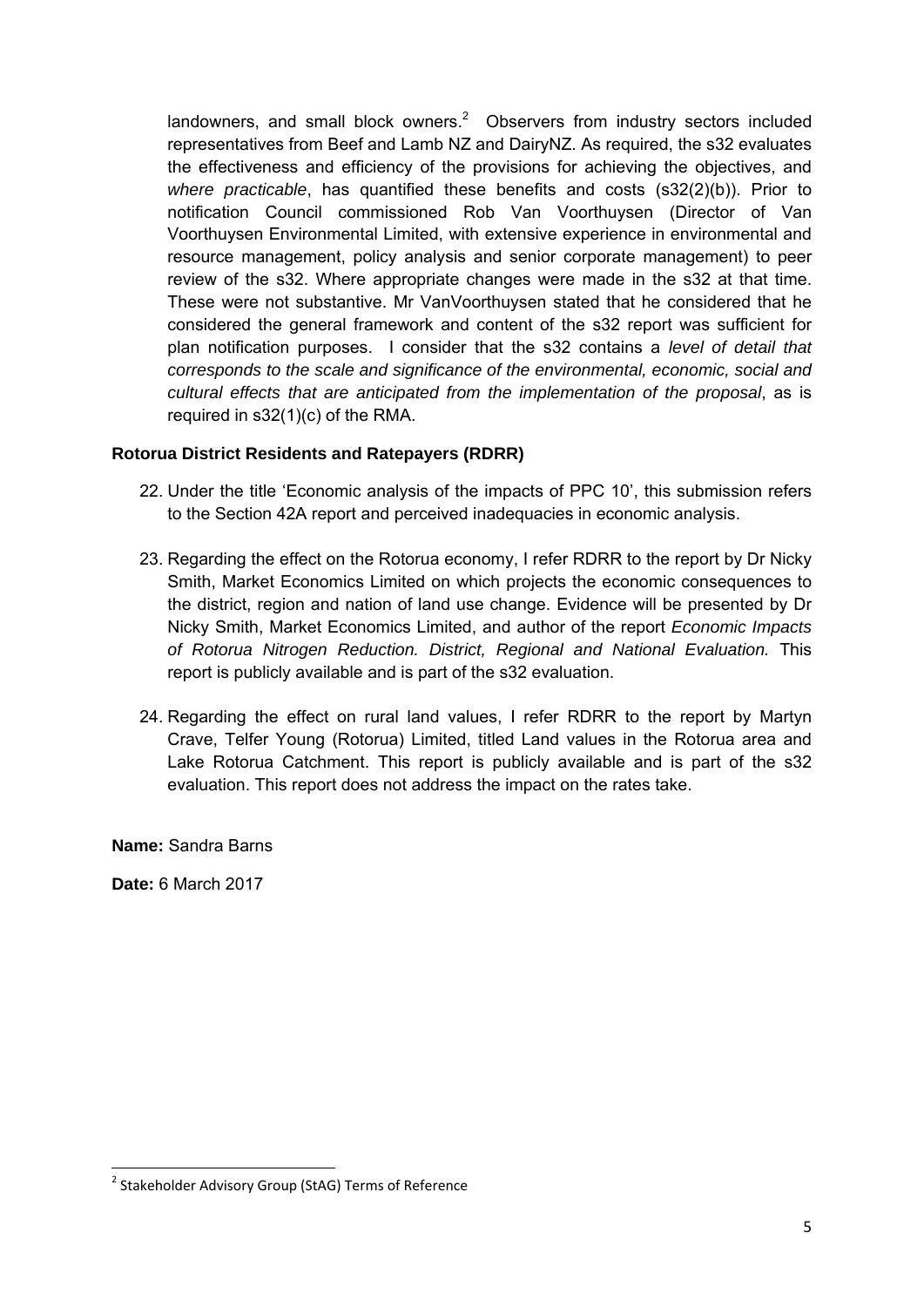landowners, and small block owners.[2] Observers from industry sectors included representatives from Beef and Lamb NZ and DairyNZ. As required, the s32 evaluates the effectiveness and efficiency of the provisions for achieving the objectives, and *where practicable*, has quantified these benefits and costs (s32(2)(b)). Prior to notification Council commissioned Rob Van Voorthuysen (Director of Van Voorthuysen Environmental Limited, with extensive experience in environmental and resource management, policy analysis and senior corporate management) to peer review of the s32. Where appropriate changes were made in the s32 at that time. These were not substantive. Mr VanVoorthuysen stated that he considered that he considered the general framework and content of the s32 report was sufficient for plan notification purposes. I consider that the s32 contains a *level of detail that corresponds to the scale and significance of the environmental, economic, social and cultural effects that are anticipated from the implementation of the proposal*, as is required in s32(1)(c) of the RMA.

**Rotorua District Residents and Ratepayers (RDRR)**

22. Under the title 'Economic analysis of the impacts of PPC 10', this submission refers to the Section 42A report and perceived inadequacies in economic analysis.

23. Regarding the effect on the Rotorua economy, I refer RDRR to the report by Dr Nicky Smith, Market Economics Limited on which projects the economic consequences to the district, region and nation of land use change. Evidence will be presented by Dr Nicky Smith, Market Economics Limited, and author of the report *Economic Impacts of Rotorua Nitrogen Reduction. District, Regional and National Evaluation.* This report is publicly available and is part of the s32 evaluation.

24. Regarding the effect on rural land values, I refer RDRR to the report by Martyn Crave, Telfer Young (Rotorua) Limited, titled Land values in the Rotorua area and Lake Rotorua Catchment. This report is publicly available and is part of the s32 evaluation. This report does not address the impact on the rates take.

**Name:** Sandra Barns

**Date:** 6 March 2017

[2] Stakeholder Advisory Group (StAG) Terms of Reference